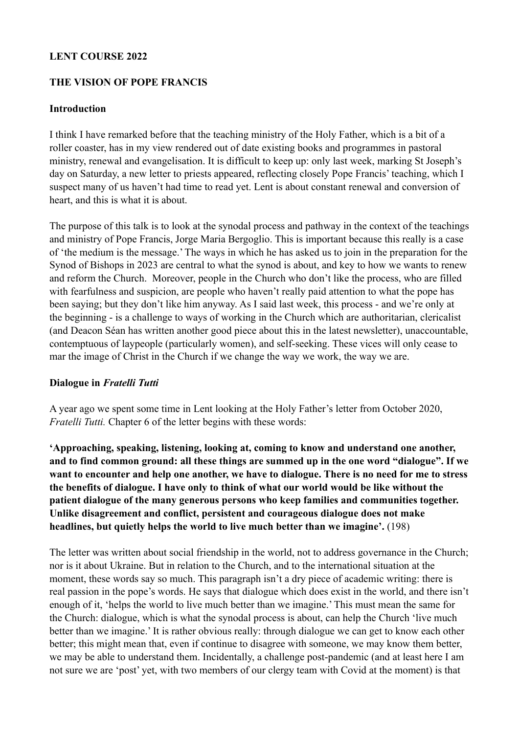**LENT COURSE 2022**

**THE VISION OF POPE FRANCIS**

**Introduction**

I think I have remarked before that the teaching ministry of the Holy Father, which is a bit of a roller coaster, has in my view rendered out of date existing books and programmes in pastoral ministry, renewal and evangelisation. It is difficult to keep up: only last week, marking St Joseph's day on Saturday, a new letter to priests appeared, reflecting closely Pope Francis' teaching, which I suspect many of us haven't had time to read yet. Lent is about constant renewal and conversion of heart, and this is what it is about.

The purpose of this talk is to look at the synodal process and pathway in the context of the teachings and ministry of Pope Francis, Jorge Maria Bergoglio. This is important because this really is a case of 'the medium is the message.' The ways in which he has asked us to join in the preparation for the Synod of Bishops in 2023 are central to what the synod is about, and key to how we wants to renew and reform the Church.  Moreover, people in the Church who don't like the process, who are filled with fearfulness and suspicion, are people who haven't really paid attention to what the pope has been saying; but they don't like him anyway. As I said last week, this process - and we're only at the beginning - is a challenge to ways of working in the Church which are authoritarian, clericalist (and Deacon Séan has written another good piece about this in the latest newsletter), unaccountable, contemptuous of laypeople (particularly women), and self-seeking. These vices will only cease to mar the image of Christ in the Church if we change the way we work, the way we are.

**Dialogue in *Fratelli Tutti***

A year ago we spent some time in Lent looking at the Holy Father's letter from October 2020, *Fratelli Tutti.* Chapter 6 of the letter begins with these words:

**'Approaching, speaking, listening, looking at, coming to know and understand one another, and to find common ground: all these things are summed up in the one word "dialogue". If we want to encounter and help one another, we have to dialogue. There is no need for me to stress the benefits of dialogue. I have only to think of what our world would be like without the patient dialogue of the many generous persons who keep families and communities together. Unlike disagreement and conflict, persistent and courageous dialogue does not make headlines, but quietly helps the world to live much better than we imagine'.** (198)

The letter was written about social friendship in the world, not to address governance in the Church; nor is it about Ukraine. But in relation to the Church, and to the international situation at the moment, these words say so much. This paragraph isn't a dry piece of academic writing: there is real passion in the pope's words. He says that dialogue which does exist in the world, and there isn't enough of it, 'helps the world to live much better than we imagine.' This must mean the same for the Church: dialogue, which is what the synodal process is about, can help the Church 'live much better than we imagine.' It is rather obvious really: through dialogue we can get to know each other better; this might mean that, even if continue to disagree with someone, we may know them better, we may be able to understand them. Incidentally, a challenge post-pandemic (and at least here I am not sure we are 'post' yet, with two members of our clergy team with Covid at the moment) is that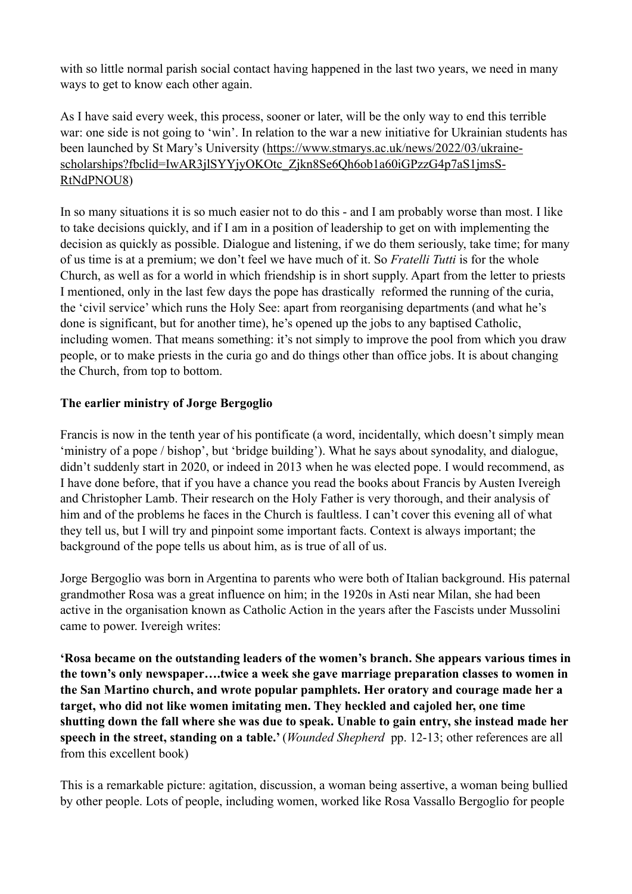with so little normal parish social contact having happened in the last two years, we need in many ways to get to know each other again.

As I have said every week, this process, sooner or later, will be the only way to end this terrible war: one side is not going to 'win'. In relation to the war a new initiative for Ukrainian students has been launched by St Mary's University (https://www.stmarys.ac.uk/news/2022/03/ukraine-scholarships?fbclid=IwAR3jlSYYjyOKOtc_Zjkn8Se6Qh6ob1a60iGPzzG4p7aS1jmsS-RtNdPNOU8)

In so many situations it is so much easier not to do this - and I am probably worse than most. I like to take decisions quickly, and if I am in a position of leadership to get on with implementing the decision as quickly as possible. Dialogue and listening, if we do them seriously, take time; for many of us time is at a premium; we don't feel we have much of it. So *Fratelli Tutti* is for the whole Church, as well as for a world in which friendship is in short supply. Apart from the letter to priests I mentioned, only in the last few days the pope has drastically reformed the running of the curia, the 'civil service' which runs the Holy See: apart from reorganising departments (and what he's done is significant, but for another time), he's opened up the jobs to any baptised Catholic, including women. That means something: it's not simply to improve the pool from which you draw people, or to make priests in the curia go and do things other than office jobs. It is about changing the Church, from top to bottom.

**The earlier ministry of Jorge Bergoglio**

Francis is now in the tenth year of his pontificate (a word, incidentally, which doesn't simply mean 'ministry of a pope / bishop', but 'bridge building'). What he says about synodality, and dialogue, didn't suddenly start in 2020, or indeed in 2013 when he was elected pope. I would recommend, as I have done before, that if you have a chance you read the books about Francis by Austen Ivereigh and Christopher Lamb. Their research on the Holy Father is very thorough, and their analysis of him and of the problems he faces in the Church is faultless. I can't cover this evening all of what they tell us, but I will try and pinpoint some important facts. Context is always important; the background of the pope tells us about him, as is true of all of us.

Jorge Bergoglio was born in Argentina to parents who were both of Italian background. His paternal grandmother Rosa was a great influence on him; in the 1920s in Asti near Milan, she had been active in the organisation known as Catholic Action in the years after the Fascists under Mussolini came to power. Ivereigh writes:

**'Rosa became on the outstanding leaders of the women's branch. She appears various times in the town's only newspaper….twice a week she gave marriage preparation classes to women in the San Martino church, and wrote popular pamphlets. Her oratory and courage made her a target, who did not like women imitating men. They heckled and cajoled her, one time shutting down the fall where she was due to speak. Unable to gain entry, she instead made her speech in the street, standing on a table.'** (*Wounded Shepherd* pp. 12-13; other references are all from this excellent book)

This is a remarkable picture: agitation, discussion, a woman being assertive, a woman being bullied by other people. Lots of people, including women, worked like Rosa Vassallo Bergoglio for people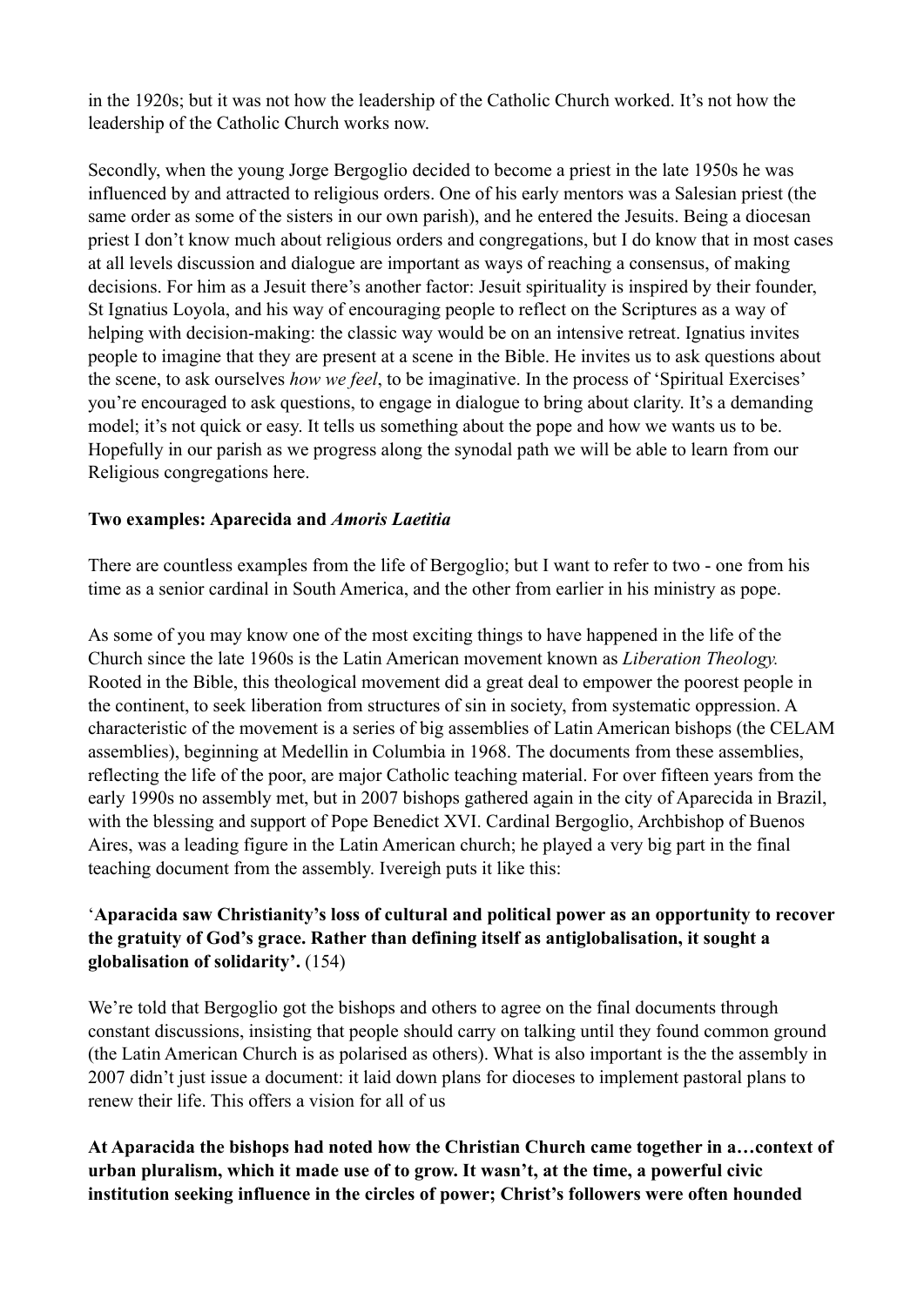in the 1920s; but it was not how the leadership of the Catholic Church worked. It's not how the leadership of the Catholic Church works now.

Secondly, when the young Jorge Bergoglio decided to become a priest in the late 1950s he was influenced by and attracted to religious orders. One of his early mentors was a Salesian priest (the same order as some of the sisters in our own parish), and he entered the Jesuits. Being a diocesan priest I don't know much about religious orders and congregations, but I do know that in most cases at all levels discussion and dialogue are important as ways of reaching a consensus, of making decisions. For him as a Jesuit there's another factor: Jesuit spirituality is inspired by their founder, St Ignatius Loyola, and his way of encouraging people to reflect on the Scriptures as a way of helping with decision-making: the classic way would be on an intensive retreat. Ignatius invites people to imagine that they are present at a scene in the Bible. He invites us to ask questions about the scene, to ask ourselves *how we feel*, to be imaginative. In the process of 'Spiritual Exercises' you're encouraged to ask questions, to engage in dialogue to bring about clarity. It's a demanding model; it's not quick or easy. It tells us something about the pope and how we wants us to be. Hopefully in our parish as we progress along the synodal path we will be able to learn from our Religious congregations here.

**Two examples: Aparecida and *Amoris Laetitia***

There are countless examples from the life of Bergoglio; but I want to refer to two - one from his time as a senior cardinal in South America, and the other from earlier in his ministry as pope.

As some of you may know one of the most exciting things to have happened in the life of the Church since the late 1960s is the Latin American movement known as *Liberation Theology.* Rooted in the Bible, this theological movement did a great deal to empower the poorest people in the continent, to seek liberation from structures of sin in society, from systematic oppression. A characteristic of the movement is a series of big assemblies of Latin American bishops (the CELAM assemblies), beginning at Medellin in Columbia in 1968. The documents from these assemblies, reflecting the life of the poor, are major Catholic teaching material. For over fifteen years from the early 1990s no assembly met, but in 2007 bishops gathered again in the city of Aparecida in Brazil, with the blessing and support of Pope Benedict XVI. Cardinal Bergoglio, Archbishop of Buenos Aires, was a leading figure in the Latin American church; he played a very big part in the final teaching document from the assembly. Ivereigh puts it like this:

'**Aparacida saw Christianity's loss of cultural and political power as an opportunity to recover the gratuity of God's grace. Rather than defining itself as antiglobalisation, it sought a globalisation of solidarity'.** (154)

We're told that Bergoglio got the bishops and others to agree on the final documents through constant discussions, insisting that people should carry on talking until they found common ground (the Latin American Church is as polarised as others). What is also important is the the assembly in 2007 didn't just issue a document: it laid down plans for dioceses to implement pastoral plans to renew their life. This offers a vision for all of us

**At Aparacida the bishops had noted how the Christian Church came together in a…context of urban pluralism, which it made use of to grow. It wasn't, at the time, a powerful civic institution seeking influence in the circles of power; Christ's followers were often hounded**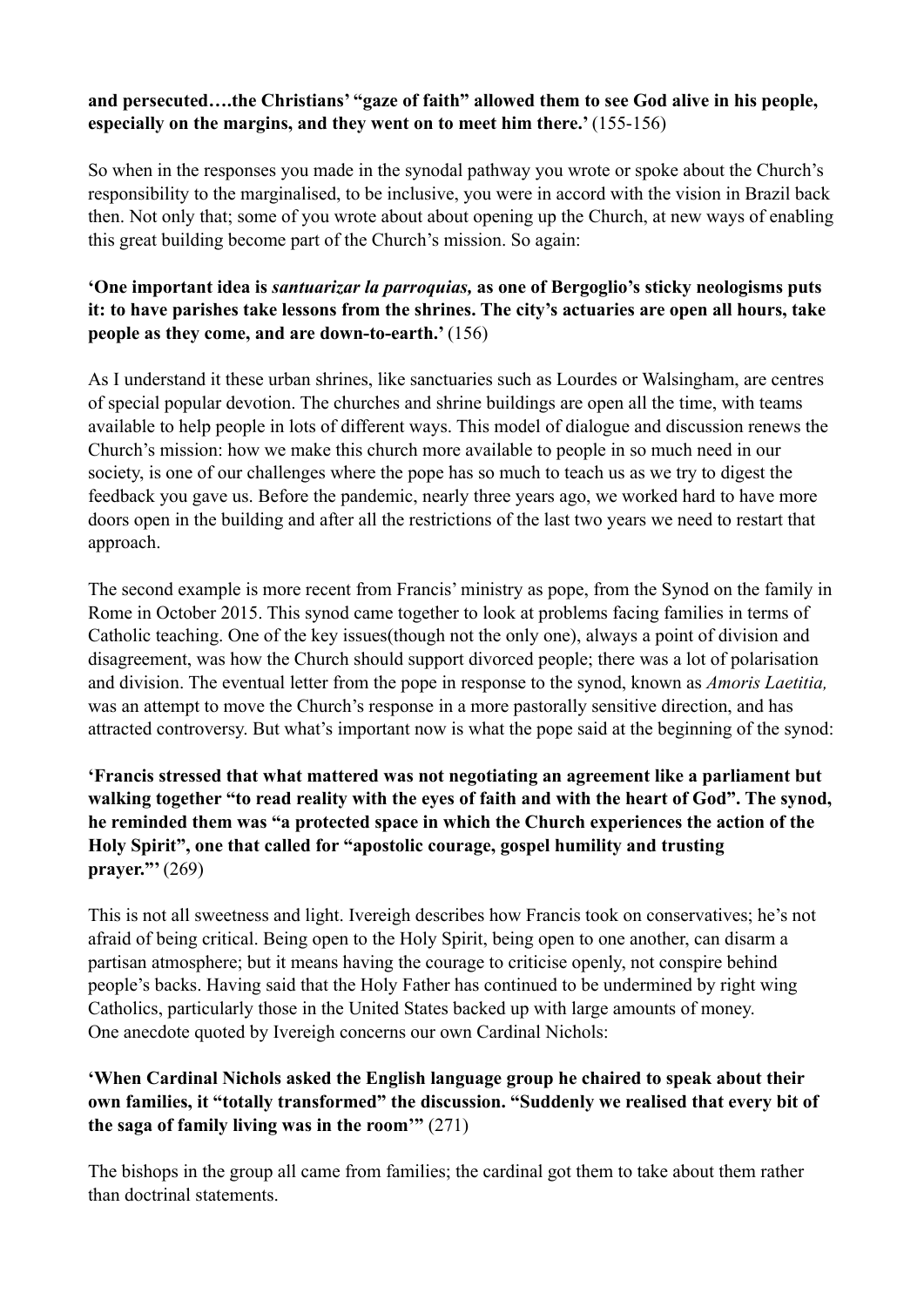**and persecuted….the Christians' "gaze of faith" allowed them to see God alive in his people, especially on the margins, and they went on to meet him there.'** (155-156)

So when in the responses you made in the synodal pathway you wrote or spoke about the Church's responsibility to the marginalised, to be inclusive, you were in accord with the vision in Brazil back then. Not only that; some of you wrote about about opening up the Church, at new ways of enabling this great building become part of the Church's mission. So again:

**'One important idea is *santuarizar la parroquias,* as one of Bergoglio's sticky neologisms puts it: to have parishes take lessons from the shrines. The city's actuaries are open all hours, take people as they come, and are down-to-earth.'** (156)

As I understand it these urban shrines, like sanctuaries such as Lourdes or Walsingham, are centres of special popular devotion. The churches and shrine buildings are open all the time, with teams available to help people in lots of different ways. This model of dialogue and discussion renews the Church's mission: how we make this church more available to people in so much need in our society, is one of our challenges where the pope has so much to teach us as we try to digest the feedback you gave us. Before the pandemic, nearly three years ago, we worked hard to have more doors open in the building and after all the restrictions of the last two years we need to restart that approach.

The second example is more recent from Francis' ministry as pope, from the Synod on the family in Rome in October 2015. This synod came together to look at problems facing families in terms of Catholic teaching. One of the key issues(though not the only one), always a point of division and disagreement, was how the Church should support divorced people; there was a lot of polarisation and division. The eventual letter from the pope in response to the synod, known as *Amoris Laetitia,* was an attempt to move the Church's response in a more pastorally sensitive direction, and has attracted controversy. But what's important now is what the pope said at the beginning of the synod:

**'Francis stressed that what mattered was not negotiating an agreement like a parliament but walking together "to read reality with the eyes of faith and with the heart of God". The synod, he reminded them was "a protected space in which the Church experiences the action of the Holy Spirit", one that called for "apostolic courage, gospel humility and trusting prayer."'** (269)

This is not all sweetness and light. Ivereigh describes how Francis took on conservatives; he's not afraid of being critical. Being open to the Holy Spirit, being open to one another, can disarm a partisan atmosphere; but it means having the courage to criticise openly, not conspire behind people's backs. Having said that the Holy Father has continued to be undermined by right wing Catholics, particularly those in the United States backed up with large amounts of money. One anecdote quoted by Ivereigh concerns our own Cardinal Nichols:

**'When Cardinal Nichols asked the English language group he chaired to speak about their own families, it "totally transformed" the discussion. "Suddenly we realised that every bit of the saga of family living was in the room'"** (271)

The bishops in the group all came from families; the cardinal got them to take about them rather than doctrinal statements.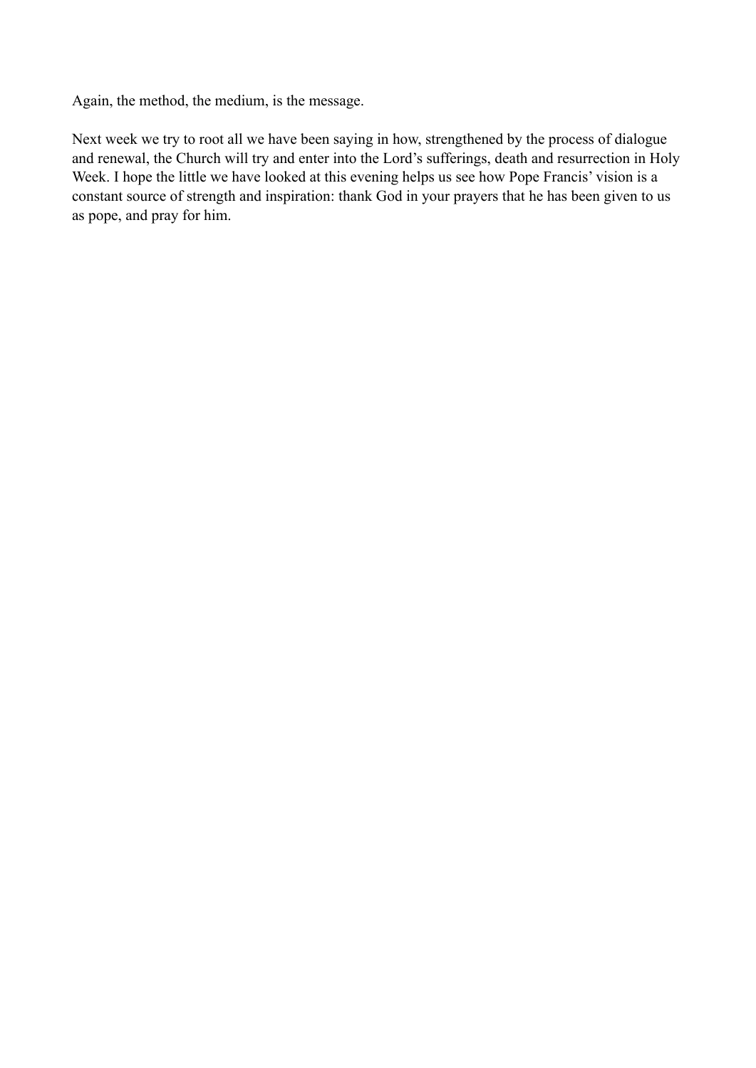Again, the method, the medium, is the message.

Next week we try to root all we have been saying in how, strengthened by the process of dialogue and renewal, the Church will try and enter into the Lord's sufferings, death and resurrection in Holy Week. I hope the little we have looked at this evening helps us see how Pope Francis' vision is a constant source of strength and inspiration: thank God in your prayers that he has been given to us as pope, and pray for him.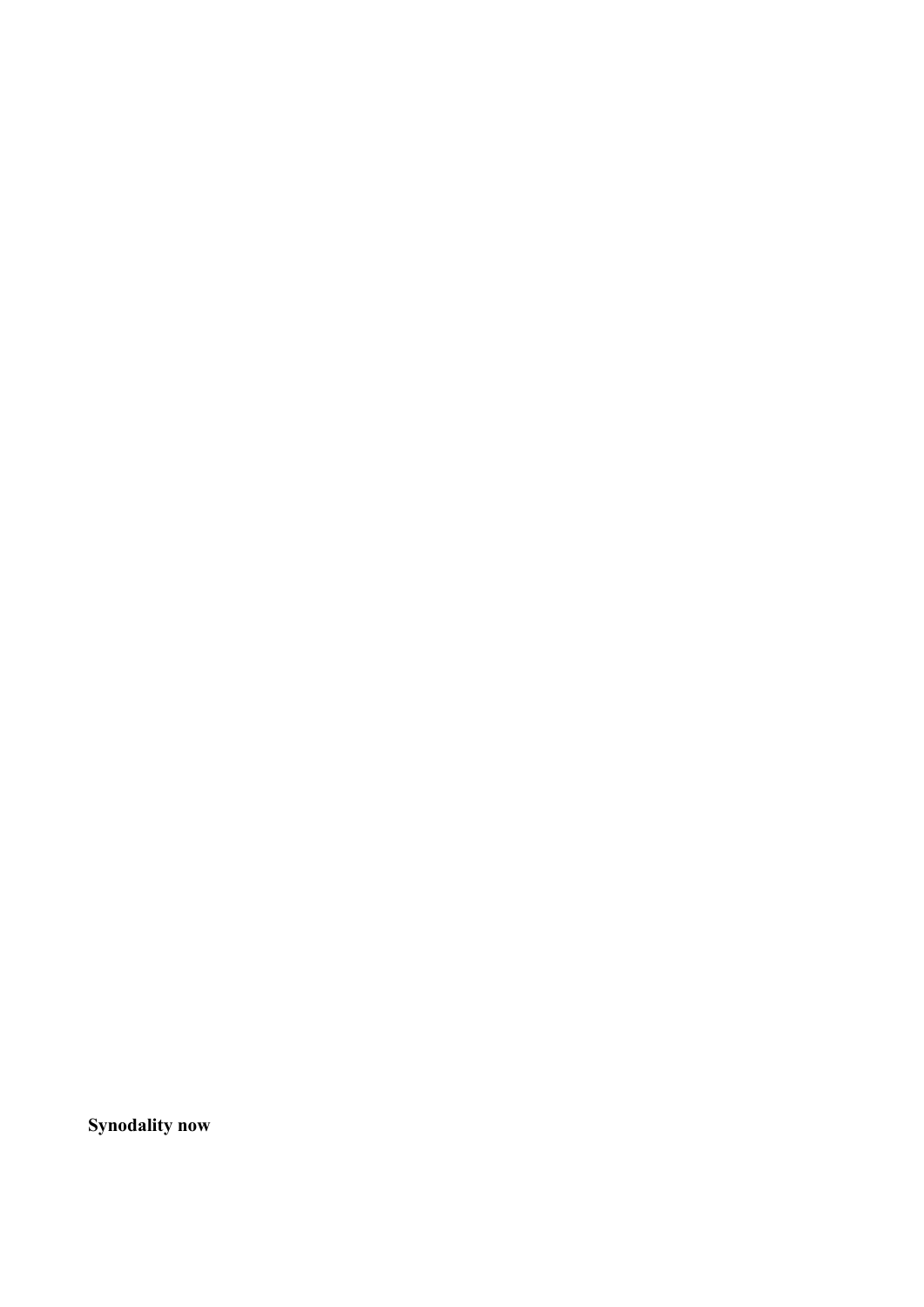**Synodality now**